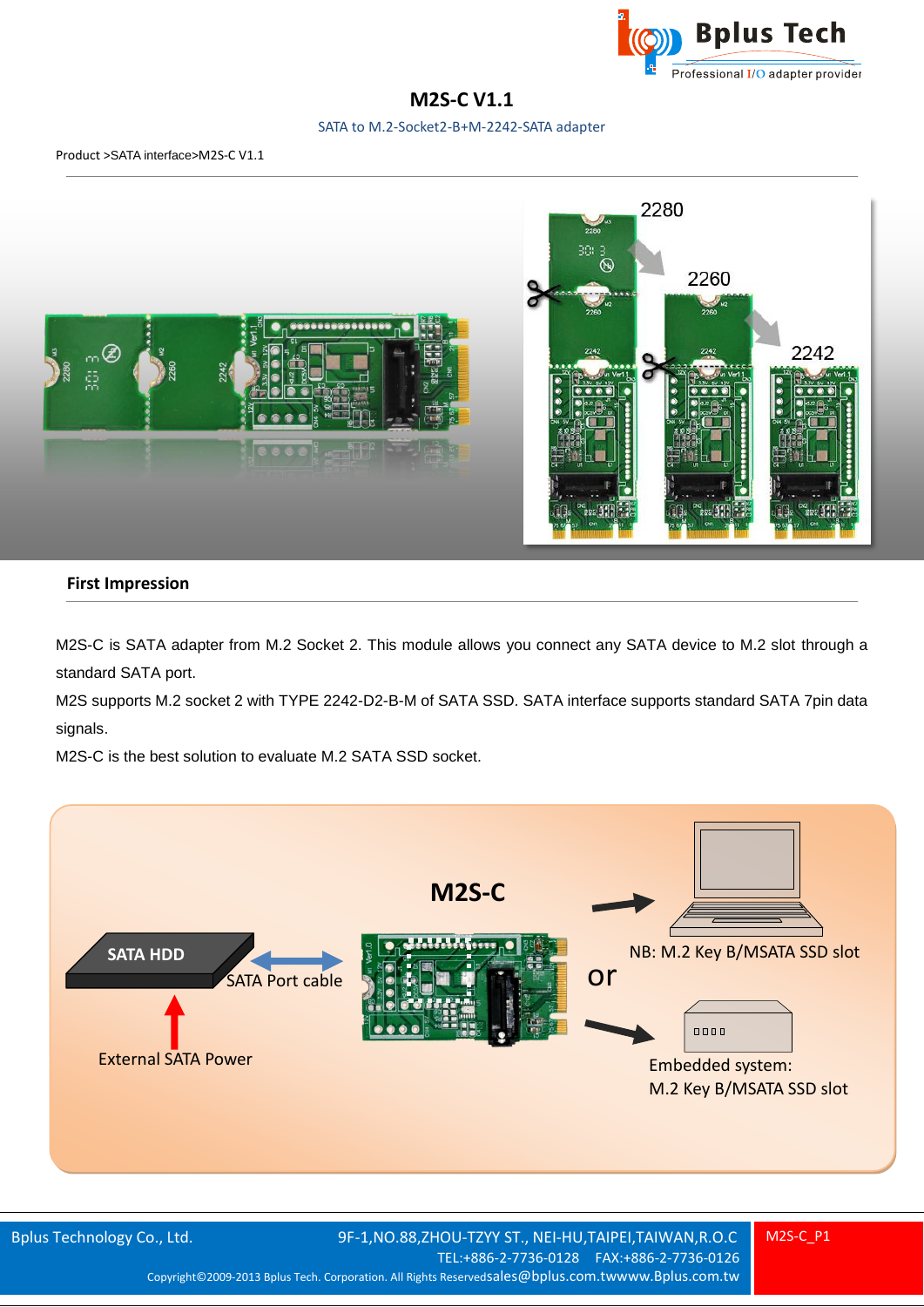# M2S-C V1.1

SATA to M.2-Socket2-B+M-2242-SATA adapter

Product >SATA interface>M2S-C V1.1

## First Impression

M2S-C is SATA adapter from M.2 Socket 2. This module allows you connect any SATA device to M.2 slot through a standard SATA port.

M2S supports M.2 socket 2 with TYPE 2242-D2-B-M of SATA SSD. SATA interface supports standard SATA 7pin data signals.

M2S-C is the best solution to evaluate M.2 SATA SSD socket.

M2S-C

SATA HDD

SATA Port cable

External SATA Power

NB: M.2 Key B/MSATA SSD slot

or

Embedded system:
M.2 Key B/MSATA SSD slot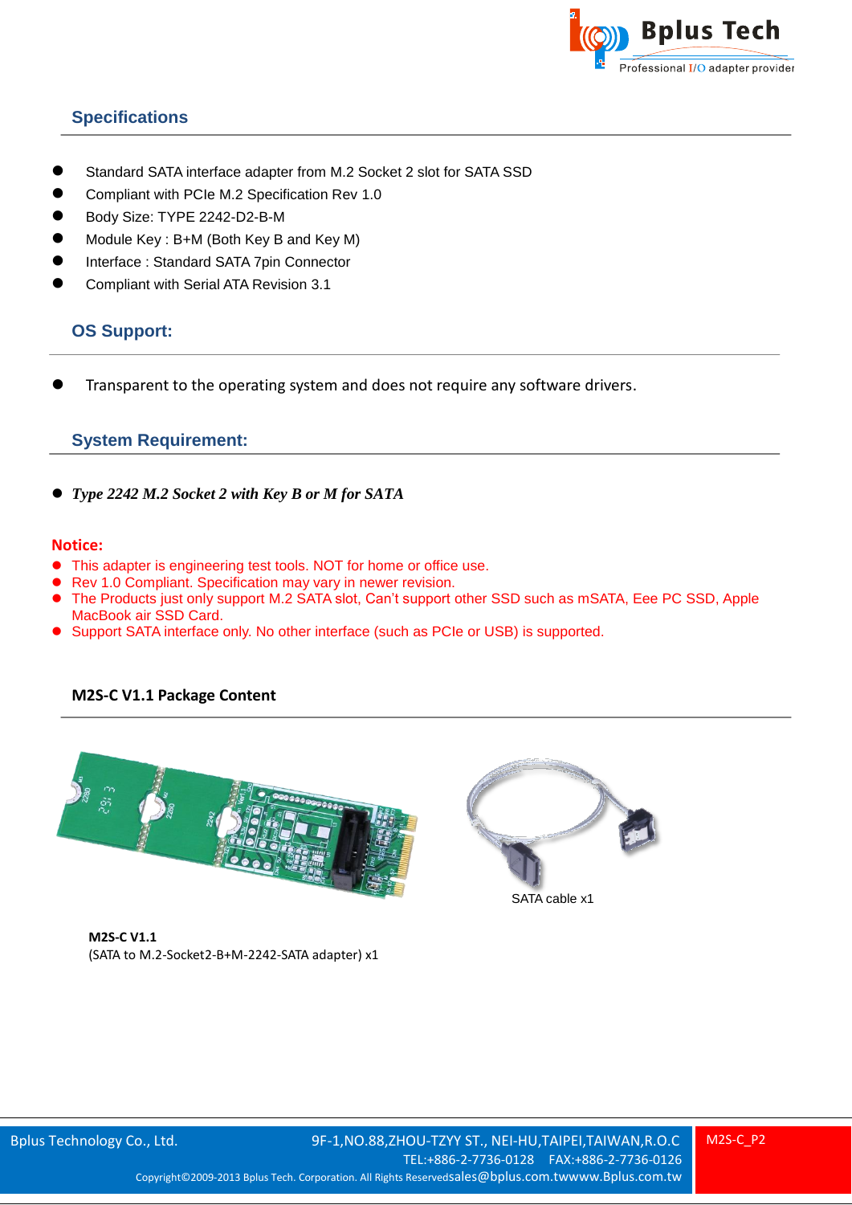## Specifications

- Standard SATA interface adapter from M.2 Socket 2 slot for SATA SSD
- Compliant with PCIe M.2 Specification Rev 1.0
- Body Size: TYPE 2242-D2-B-M
- Module Key : B+M (Both Key B and Key M)
- Interface : Standard SATA 7pin Connector
- Compliant with Serial ATA Revision 3.1

## OS Support:

- Transparent to the operating system and does not require any software drivers.

## System Requirement:

- ***Type 2242 M.2 Socket 2 with Key B or M for SATA***

**Notice:**

- This adapter is engineering test tools. NOT for home or office use.
- Rev 1.0 Compliant. Specification may vary in newer revision.
- The Products just only support M.2 SATA slot, Can't support other SSD such as mSATA, Eee PC SSD, Apple MacBook air SSD Card.
- Support SATA interface only. No other interface (such as PCIe or USB) is supported.

## M2S-C V1.1 Package Content

SATA cable x1

**M2S-C V1.1**
(SATA to M.2-Socket2-B+M-2242-SATA adapter) x1